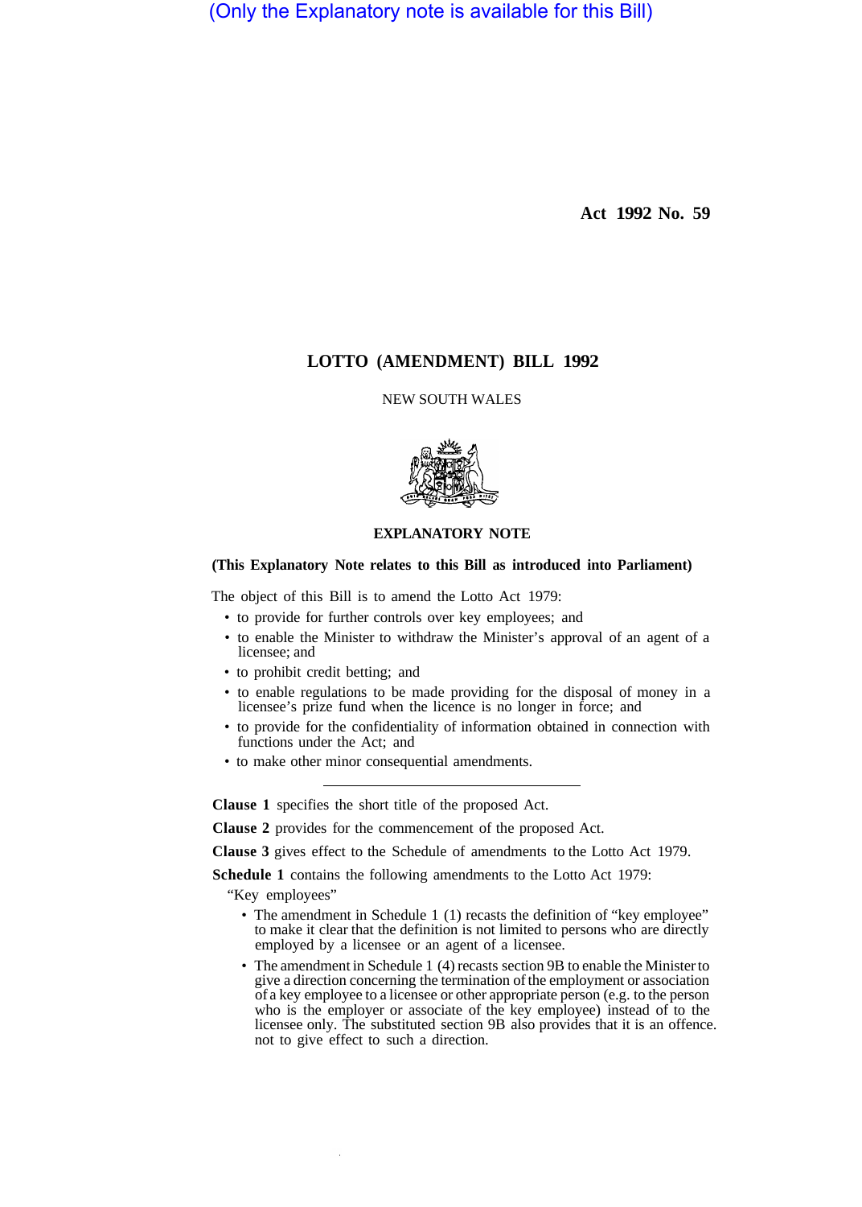(Only the Explanatory note is available for this Bill)

Act 1992 No. 59

# LOTTO (AMENDMENT) BILL 1992

NEW SOUTH WALES

## EXPLANATORY NOTE

**(This Explanatory Note relates to this Bill as introduced into Parliament)**

The object of this Bill is to amend the Lotto Act 1979:

- to provide for further controls over key employees; and
- to enable the Minister to withdraw the Minister's approval of an agent of a licensee; and
- to prohibit credit betting; and
- to enable regulations to be made providing for the disposal of money in a licensee's prize fund when the licence is no longer in force; and
- to provide for the confidentiality of information obtained in connection with functions under the Act; and
- to make other minor consequential amendments.

---

**Clause 1** specifies the short title of the proposed Act.

**Clause 2** provides for the commencement of the proposed Act.

**Clause 3** gives effect to the Schedule of amendments to the Lotto Act 1979.

**Schedule 1** contains the following amendments to the Lotto Act 1979:

"Key employees"

- The amendment in Schedule 1 (1) recasts the definition of "key employee" to make it clear that the definition is not limited to persons who are directly employed by a licensee or an agent of a licensee.
- The amendment in Schedule 1 (4) recasts section 9B to enable the Minister to give a direction concerning the termination of the employment or association of a key employee to a licensee or other appropriate person (e.g. to the person who is the employer or associate of the key employee) instead of to the licensee only. The substituted section 9B also provides that it is an offence. not to give effect to such a direction.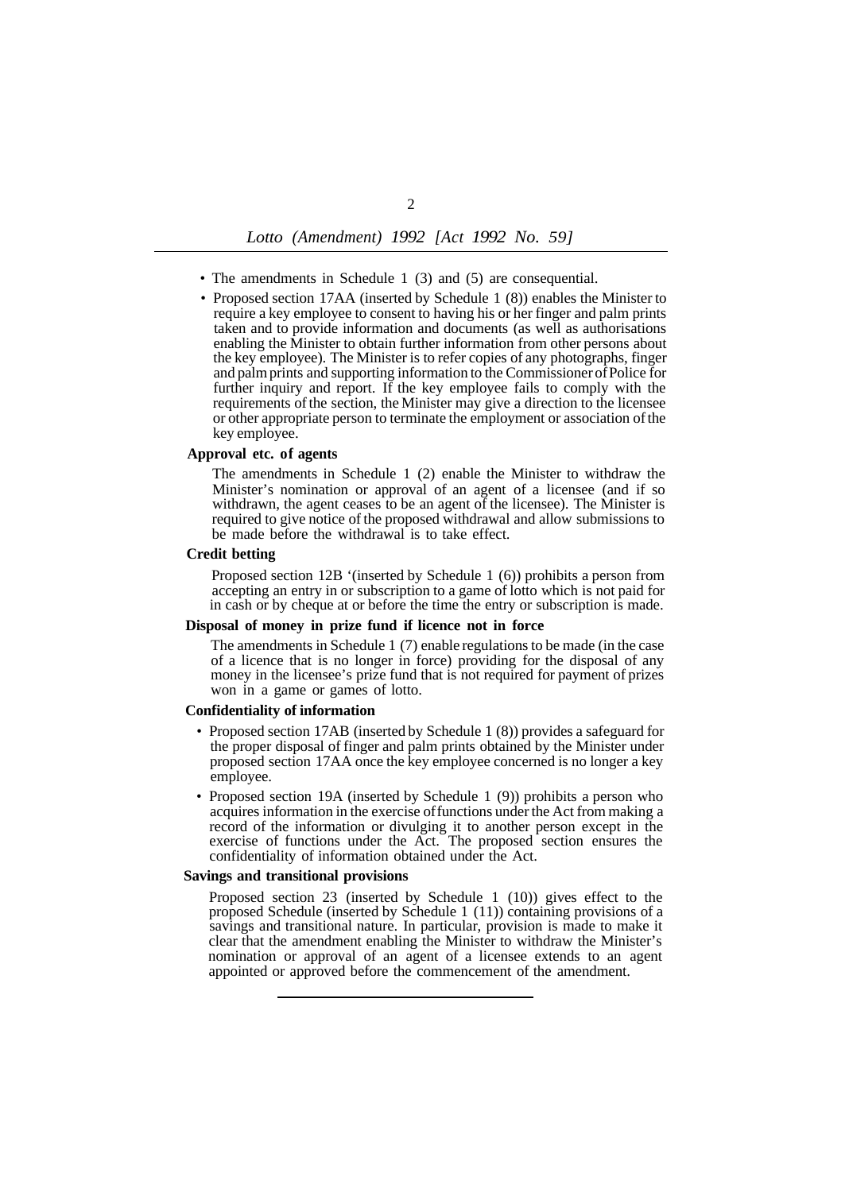- The amendments in Schedule 1 (3) and (5) are consequential.
- Proposed section 17AA (inserted by Schedule 1 (8)) enables the Minister to require a key employee to consent to having his or her finger and palm prints taken and to provide information and documents (as well as authorisations enabling the Minister to obtain further information from other persons about the key employee). The Minister is to refer copies of any photographs, finger and palm prints and supporting information to the Commissioner of Police for further inquiry and report. If the key employee fails to comply with the requirements of the section, the Minister may give a direction to the licensee or other appropriate person to terminate the employment or association of the key employee.

**Approval etc. of agents**

The amendments in Schedule 1 (2) enable the Minister to withdraw the Minister's nomination or approval of an agent of a licensee (and if so withdrawn, the agent ceases to be an agent of the licensee). The Minister is required to give notice of the proposed withdrawal and allow submissions to be made before the withdrawal is to take effect.

**Credit betting**

Proposed section 12B '(inserted by Schedule 1 (6)) prohibits a person from accepting an entry in or subscription to a game of lotto which is not paid for in cash or by cheque at or before the time the entry or subscription is made.

**Disposal of money in prize fund if licence not in force**

The amendments in Schedule 1 (7) enable regulations to be made (in the case of a licence that is no longer in force) providing for the disposal of any money in the licensee's prize fund that is not required for payment of prizes won in a game or games of lotto.

**Confidentiality of information**

- Proposed section 17AB (inserted by Schedule 1 (8)) provides a safeguard for the proper disposal of finger and palm prints obtained by the Minister under proposed section 17AA once the key employee concerned is no longer a key employee.
- Proposed section 19A (inserted by Schedule 1 (9)) prohibits a person who acquires information in the exercise of functions under the Act from making a record of the information or divulging it to another person except in the exercise of functions under the Act. The proposed section ensures the confidentiality of information obtained under the Act.

**Savings and transitional provisions**

Proposed section 23 (inserted by Schedule 1 (10)) gives effect to the proposed Schedule (inserted by Schedule 1 (11)) containing provisions of a savings and transitional nature. In particular, provision is made to make it clear that the amendment enabling the Minister to withdraw the Minister's nomination or approval of an agent of a licensee extends to an agent appointed or approved before the commencement of the amendment.